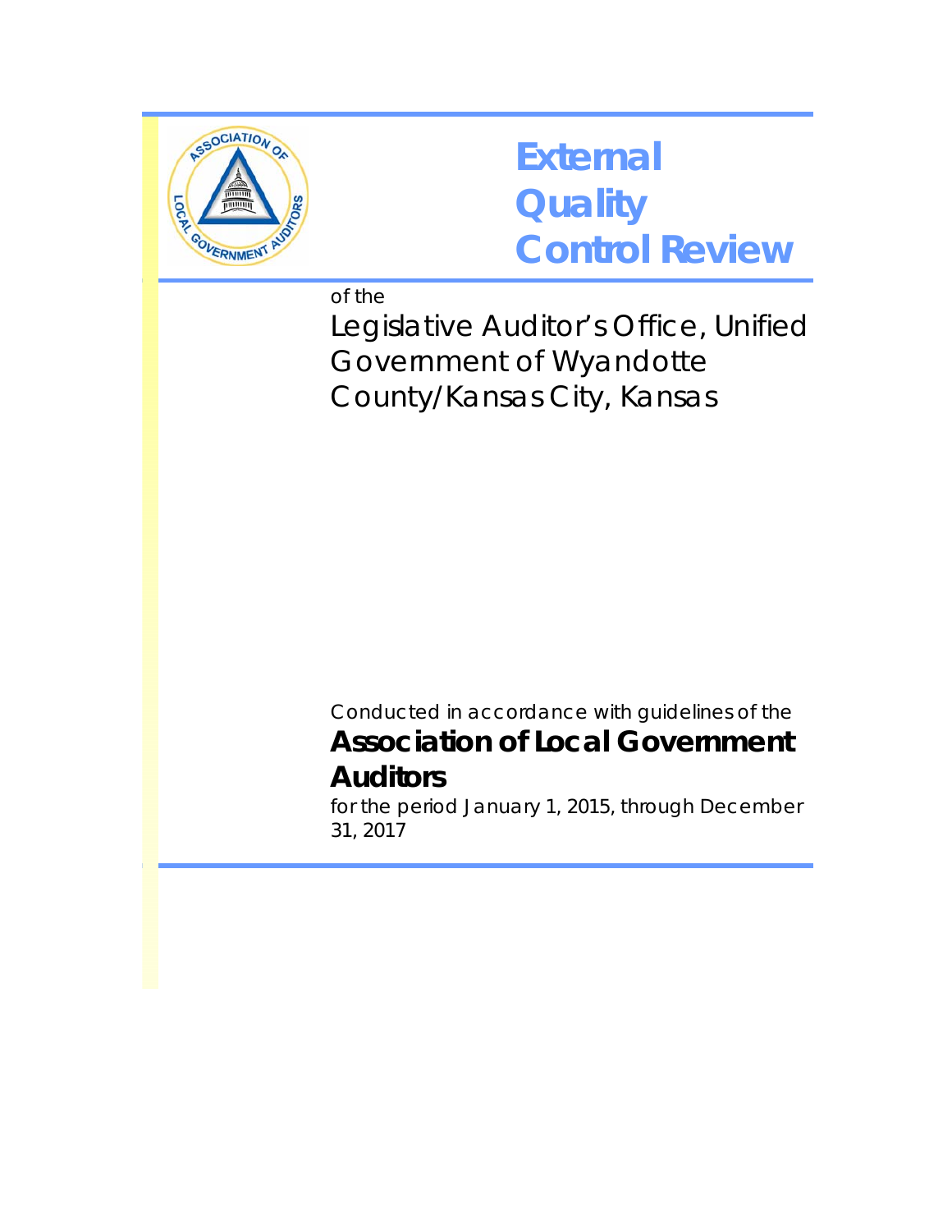# External Quality Control Review

of the

Legislative Auditor's Office, Unified Government of Wyandotte County/Kansas City, Kansas

Conducted in accordance with guidelines of the

**Association of Local Government Auditors**

for the period January 1, 2015, through December 31, 2017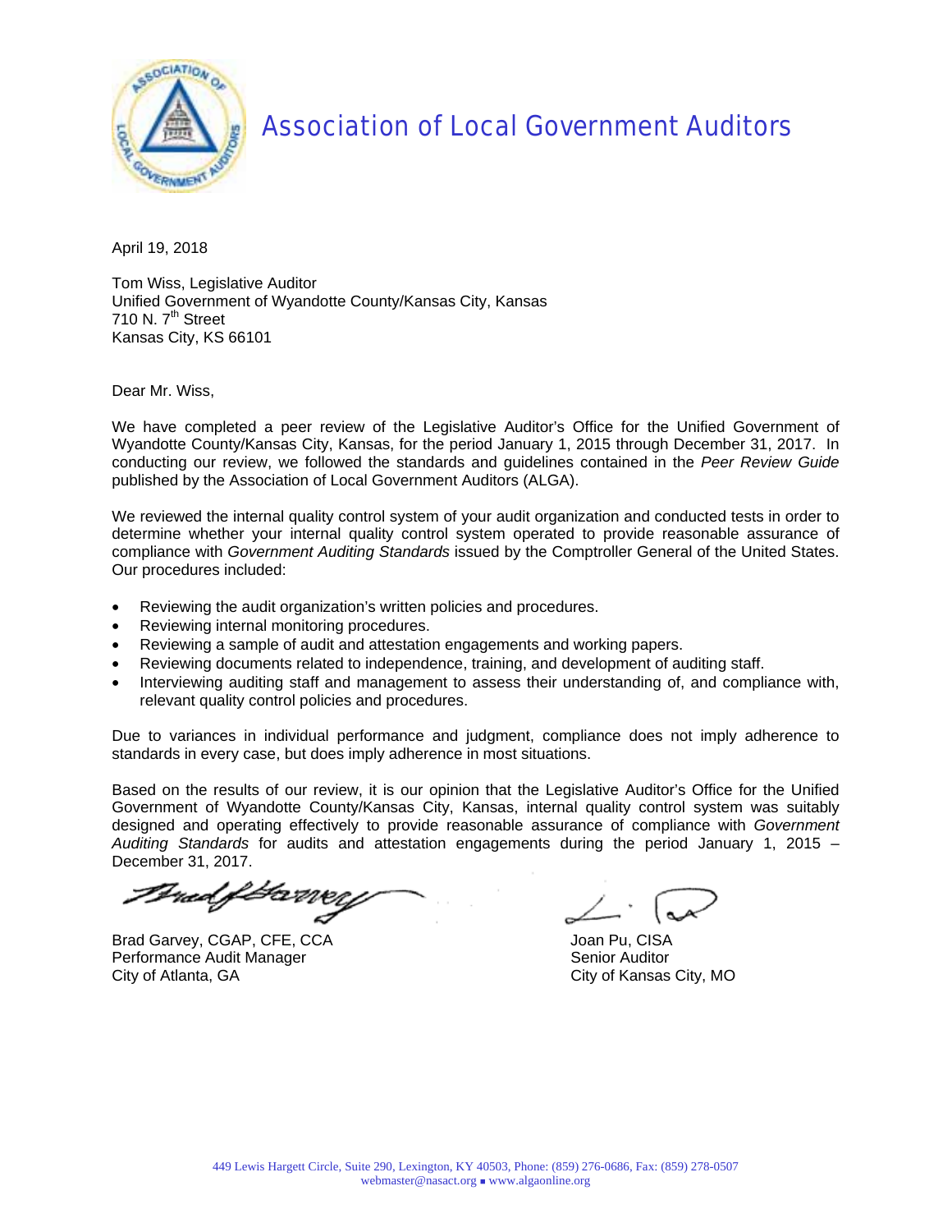# Association of Local Government Auditors

April 19, 2018

Tom Wiss, Legislative Auditor
Unified Government of Wyandotte County/Kansas City, Kansas
710 N. 7th Street
Kansas City, KS 66101

Dear Mr. Wiss,

We have completed a peer review of the Legislative Auditor's Office for the Unified Government of Wyandotte County/Kansas City, Kansas, for the period January 1, 2015 through December 31, 2017. In conducting our review, we followed the standards and guidelines contained in the *Peer Review Guide* published by the Association of Local Government Auditors (ALGA).

We reviewed the internal quality control system of your audit organization and conducted tests in order to determine whether your internal quality control system operated to provide reasonable assurance of compliance with *Government Auditing Standards* issued by the Comptroller General of the United States. Our procedures included:

- Reviewing the audit organization's written policies and procedures.
- Reviewing internal monitoring procedures.
- Reviewing a sample of audit and attestation engagements and working papers.
- Reviewing documents related to independence, training, and development of auditing staff.
- Interviewing auditing staff and management to assess their understanding of, and compliance with, relevant quality control policies and procedures.

Due to variances in individual performance and judgment, compliance does not imply adherence to standards in every case, but does imply adherence in most situations.

Based on the results of our review, it is our opinion that the Legislative Auditor's Office for the Unified Government of Wyandotte County/Kansas City, Kansas, internal quality control system was suitably designed and operating effectively to provide reasonable assurance of compliance with *Government Auditing Standards* for audits and attestation engagements during the period January 1, 2015 – December 31, 2017.

Brad Garvey, CGAP, CFE, CCA
Performance Audit Manager
City of Atlanta, GA

Joan Pu, CISA
Senior Auditor
City of Kansas City, MO

449 Lewis Hargett Circle, Suite 290, Lexington, KY 40503, Phone: (859) 276-0686, Fax: (859) 278-0507
webmaster@nasact.org ■ www.algaonline.org